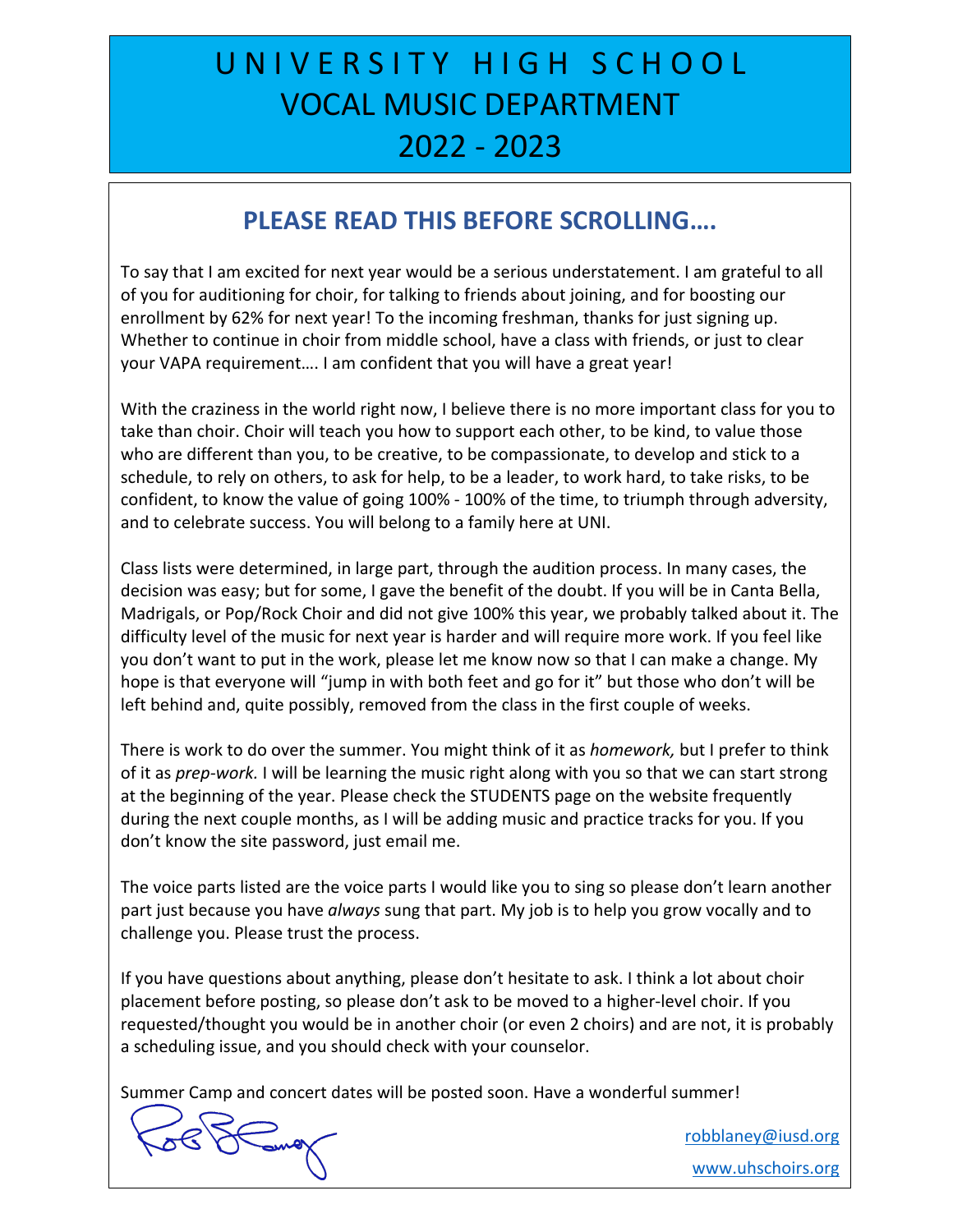# UNIVERSITY HIGH SCHOOL
# VOCAL MUSIC DEPARTMENT
# 2022 - 2023

## PLEASE READ THIS BEFORE SCROLLING….

To say that I am excited for next year would be a serious understatement. I am grateful to all of you for auditioning for choir, for talking to friends about joining, and for boosting our enrollment by 62% for next year! To the incoming freshman, thanks for just signing up. Whether to continue in choir from middle school, have a class with friends, or just to clear your VAPA requirement…. I am confident that you will have a great year!

With the craziness in the world right now, I believe there is no more important class for you to take than choir. Choir will teach you how to support each other, to be kind, to value those who are different than you, to be creative, to be compassionate, to develop and stick to a schedule, to rely on others, to ask for help, to be a leader, to work hard, to take risks, to be confident, to know the value of going 100% - 100% of the time, to triumph through adversity, and to celebrate success. You will belong to a family here at UNI.

Class lists were determined, in large part, through the audition process. In many cases, the decision was easy; but for some, I gave the benefit of the doubt. If you will be in Canta Bella, Madrigals, or Pop/Rock Choir and did not give 100% this year, we probably talked about it. The difficulty level of the music for next year is harder and will require more work. If you feel like you don't want to put in the work, please let me know now so that I can make a change. My hope is that everyone will "jump in with both feet and go for it" but those who don't will be left behind and, quite possibly, removed from the class in the first couple of weeks.

There is work to do over the summer. You might think of it as *homework,* but I prefer to think of it as *prep-work.* I will be learning the music right along with you so that we can start strong at the beginning of the year. Please check the STUDENTS page on the website frequently during the next couple months, as I will be adding music and practice tracks for you. If you don't know the site password, just email me.

The voice parts listed are the voice parts I would like you to sing so please don't learn another part just because you have *always* sung that part. My job is to help you grow vocally and to challenge you. Please trust the process.

If you have questions about anything, please don't hesitate to ask. I think a lot about choir placement before posting, so please don't ask to be moved to a higher-level choir. If you requested/thought you would be in another choir (or even 2 choirs) and are not, it is probably a scheduling issue, and you should check with your counselor.

Summer Camp and concert dates will be posted soon. Have a wonderful summer!

Rob Blaney

robblaney@iusd.org

www.uhschoirs.org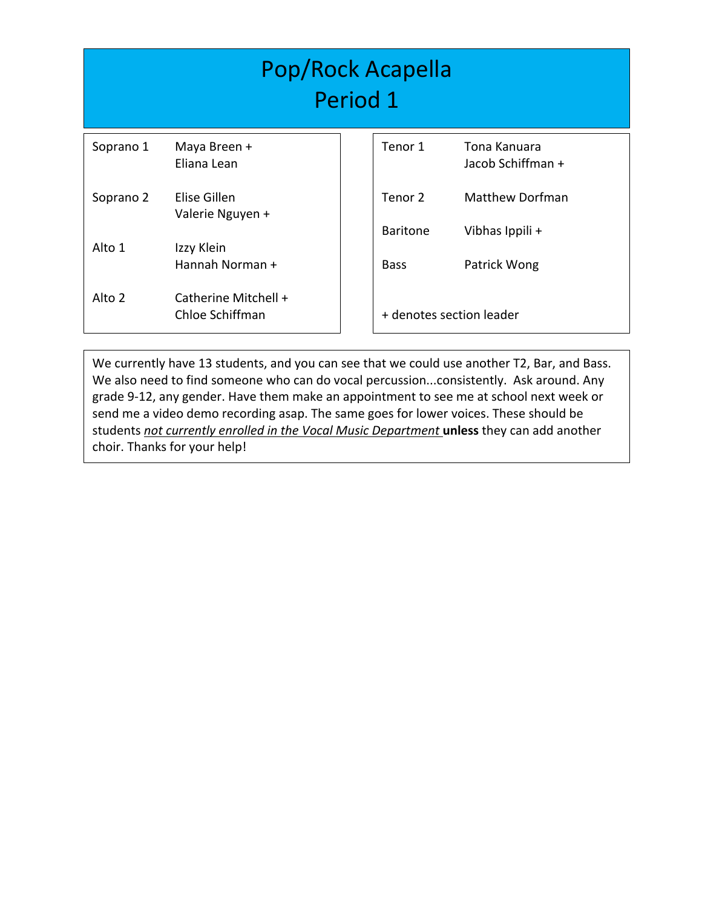# Pop/Rock Acapella
# Period 1

| Section | Students |
|---|---|
| Soprano 1 | Maya Breen + |
| | Eliana Lean |
| Soprano 2 | Elise Gillen |
| | Valerie Nguyen + |
| Alto 1 | Izzy Klein |
| | Hannah Norman + |
| Alto 2 | Catherine Mitchell + |
| | Chloe Schiffman |

| Section | Students |
|---|---|
| Tenor 1 | Tona Kanuara |
| | Jacob Schiffman + |
| Tenor 2 | Matthew Dorfman |
| Baritone | Vibhas Ippili + |
| Bass | Patrick Wong |

+ denotes section leader

We currently have 13 students, and you can see that we could use another T2, Bar, and Bass. We also need to find someone who can do vocal percussion...consistently. Ask around. Any grade 9-12, any gender. Have them make an appointment to see me at school next week or send me a video demo recording asap. The same goes for lower voices. These should be students *not currently enrolled in the Vocal Music Department* **unless** they can add another choir. Thanks for your help!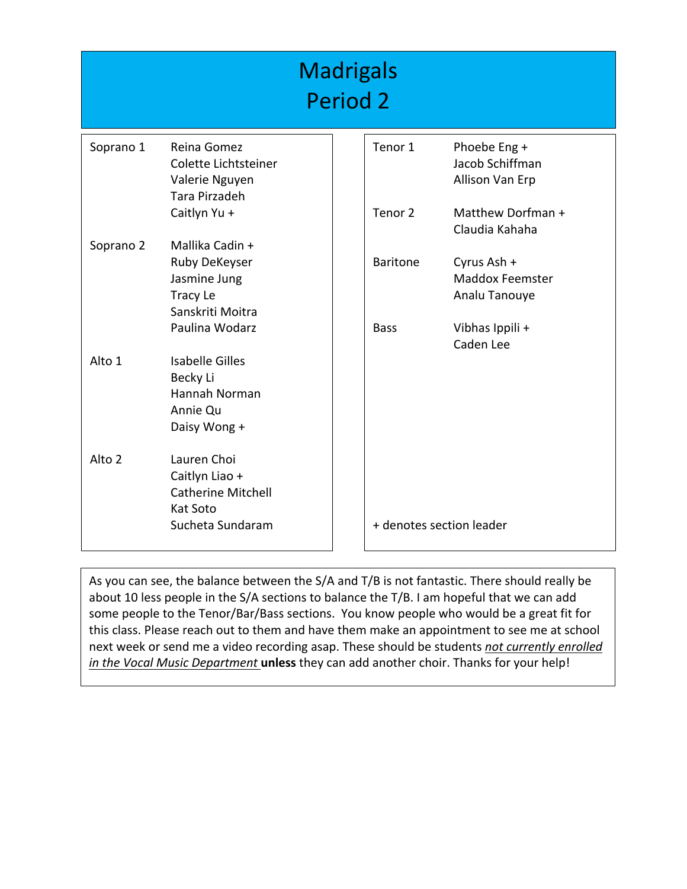# Madrigals
# Period 2

| Section | Members |
| --- | --- |
| Soprano 1 | Reina Gomez<br>Colette Lichtsteiner<br>Valerie Nguyen<br>Tara Pirzadeh<br>Caitlyn Yu + |
| Soprano 2 | Mallika Cadin +<br>Ruby DeKeyser<br>Jasmine Jung<br>Tracy Le<br>Sanskriti Moitra<br>Paulina Wodarz |
| Alto 1 | Isabelle Gilles<br>Becky Li<br>Hannah Norman<br>Annie Qu<br>Daisy Wong + |
| Alto 2 | Lauren Choi<br>Caitlyn Liao +<br>Catherine Mitchell<br>Kat Soto<br>Sucheta Sundaram |

| Section | Members |
| --- | --- |
| Tenor 1 | Phoebe Eng +<br>Jacob Schiffman<br>Allison Van Erp |
| Tenor 2 | Matthew Dorfman +<br>Claudia Kahaha |
| Baritone | Cyrus Ash +<br>Maddox Feemster<br>Analu Tanouye |
| Bass | Vibhas Ippili +<br>Caden Lee |

+ denotes section leader

As you can see, the balance between the S/A and T/B is not fantastic. There should really be about 10 less people in the S/A sections to balance the T/B. I am hopeful that we can add some people to the Tenor/Bar/Bass sections. You know people who would be a great fit for this class. Please reach out to them and have them make an appointment to see me at school next week or send me a video recording asap. These should be students *not currently enrolled in the Vocal Music Department* **unless** they can add another choir. Thanks for your help!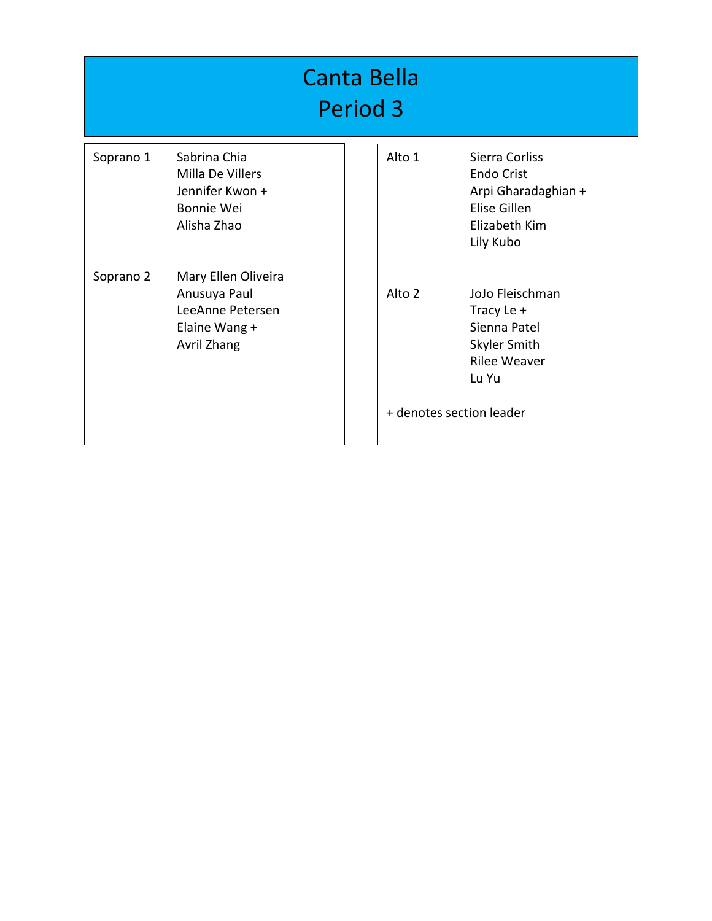# Canta Bella
## Period 3

**Soprano 1**

- Sabrina Chia
- Milla De Villers
- Jennifer Kwon +
- Bonnie Wei
- Alisha Zhao

**Soprano 2**

- Mary Ellen Oliveira
- Anusuya Paul
- LeeAnne Petersen
- Elaine Wang +
- Avril Zhang

**Alto 1**

- Sierra Corliss
- Endo Crist
- Arpi Gharadaghian +
- Elise Gillen
- Elizabeth Kim
- Lily Kubo

**Alto 2**

- JoJo Fleischman
- Tracy Le +
- Sienna Patel
- Skyler Smith
- Rilee Weaver
- Lu Yu

+ denotes section leader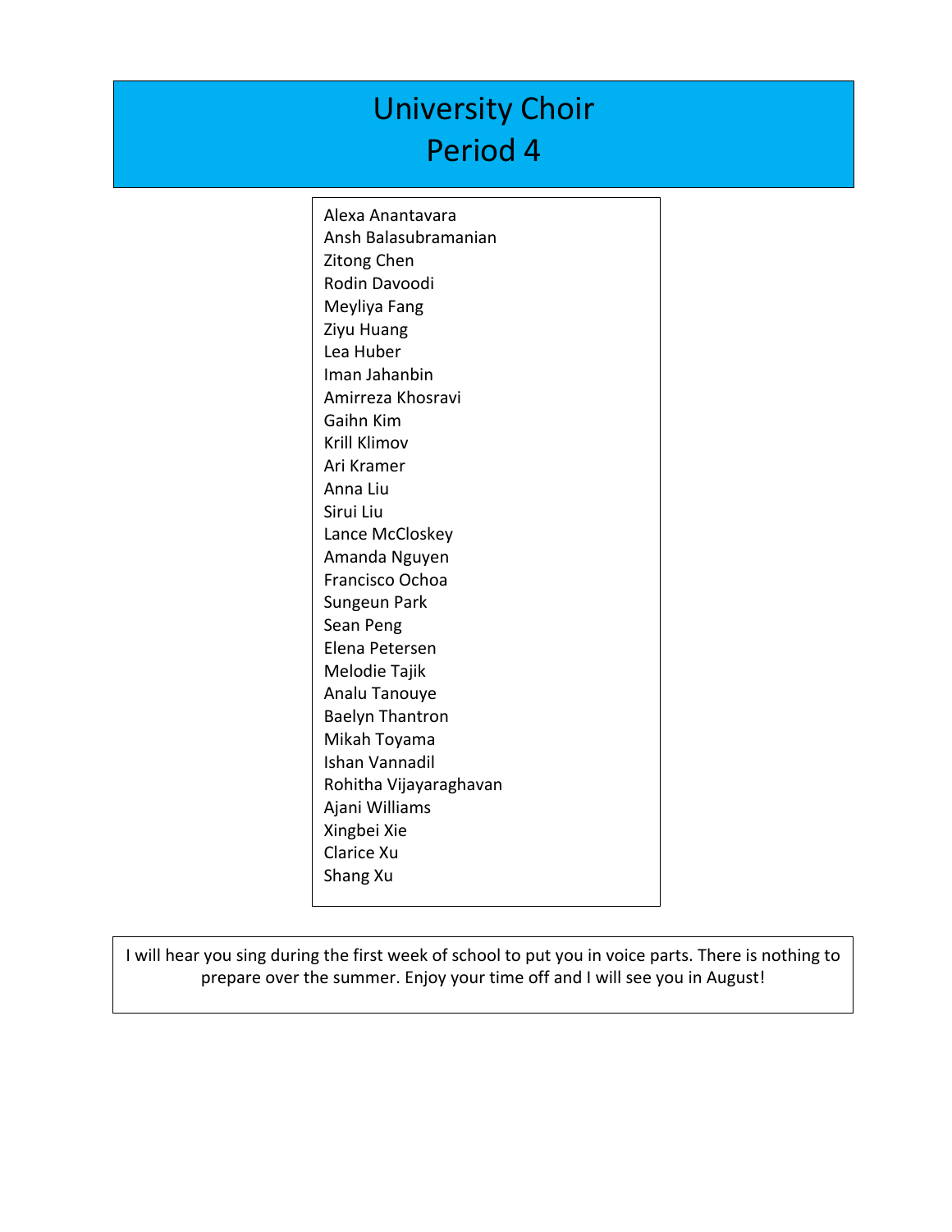# University Choir
# Period 4

Alexa Anantavara
Ansh Balasubramanian
Zitong Chen
Rodin Davoodi
Meyliya Fang
Ziyu Huang
Lea Huber
Iman Jahanbin
Amirreza Khosravi
Gaihn Kim
Krill Klimov
Ari Kramer
Anna Liu
Sirui Liu
Lance McCloskey
Amanda Nguyen
Francisco Ochoa
Sungeun Park
Sean Peng
Elena Petersen
Melodie Tajik
Analu Tanouye
Baelyn Thantron
Mikah Toyama
Ishan Vannadil
Rohitha Vijayaraghavan
Ajani Williams
Xingbei Xie
Clarice Xu
Shang Xu

I will hear you sing during the first week of school to put you in voice parts. There is nothing to prepare over the summer. Enjoy your time off and I will see you in August!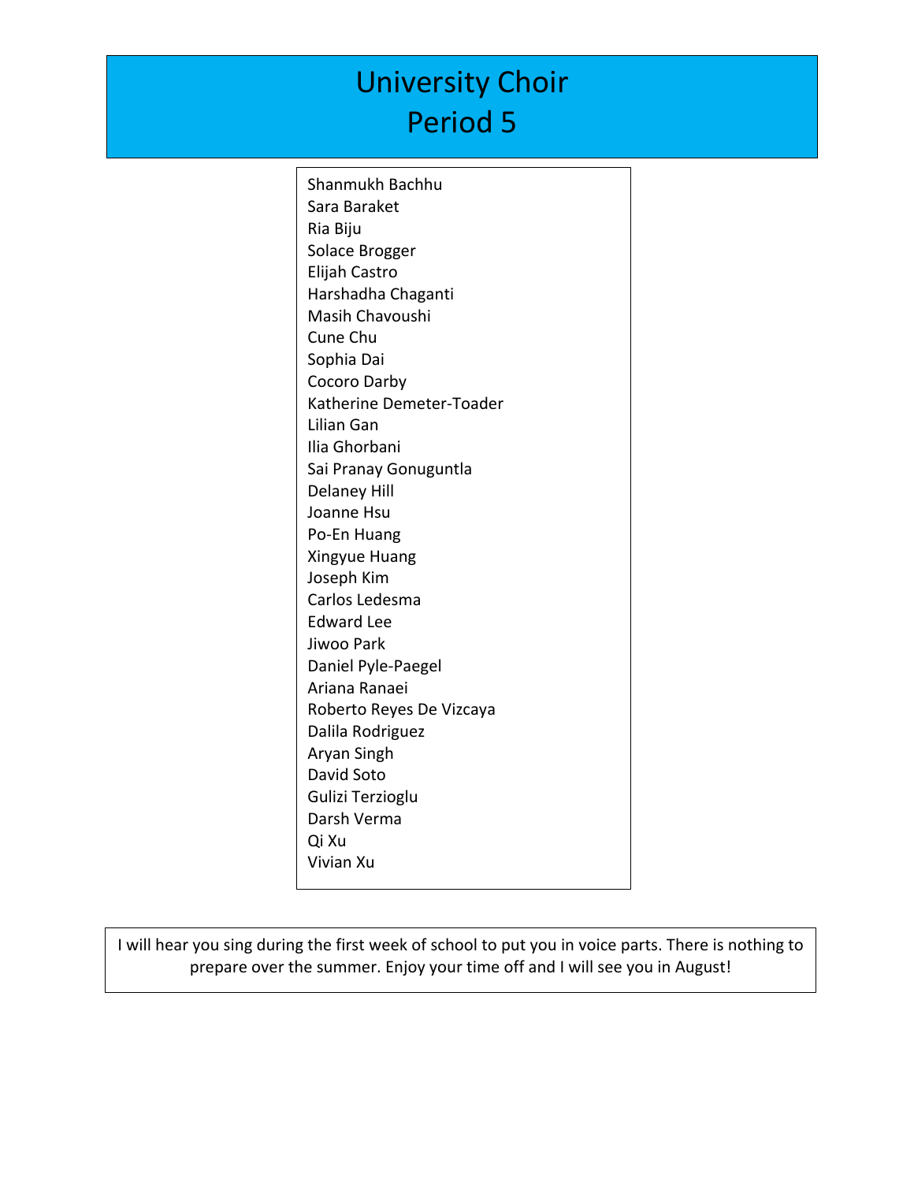# University Choir
# Period 5

Shanmukh Bachhu
Sara Baraket
Ria Biju
Solace Brogger
Elijah Castro
Harshadha Chaganti
Masih Chavoushi
Cune Chu
Sophia Dai
Cocoro Darby
Katherine Demeter-Toader
Lilian Gan
Ilia Ghorbani
Sai Pranay Gonuguntla
Delaney Hill
Joanne Hsu
Po-En Huang
Xingyue Huang
Joseph Kim
Carlos Ledesma
Edward Lee
Jiwoo Park
Daniel Pyle-Paegel
Ariana Ranaei
Roberto Reyes De Vizcaya
Dalila Rodriguez
Aryan Singh
David Soto
Gulizi Terzioglu
Darsh Verma
Qi Xu
Vivian Xu

I will hear you sing during the first week of school to put you in voice parts. There is nothing to prepare over the summer. Enjoy your time off and I will see you in August!